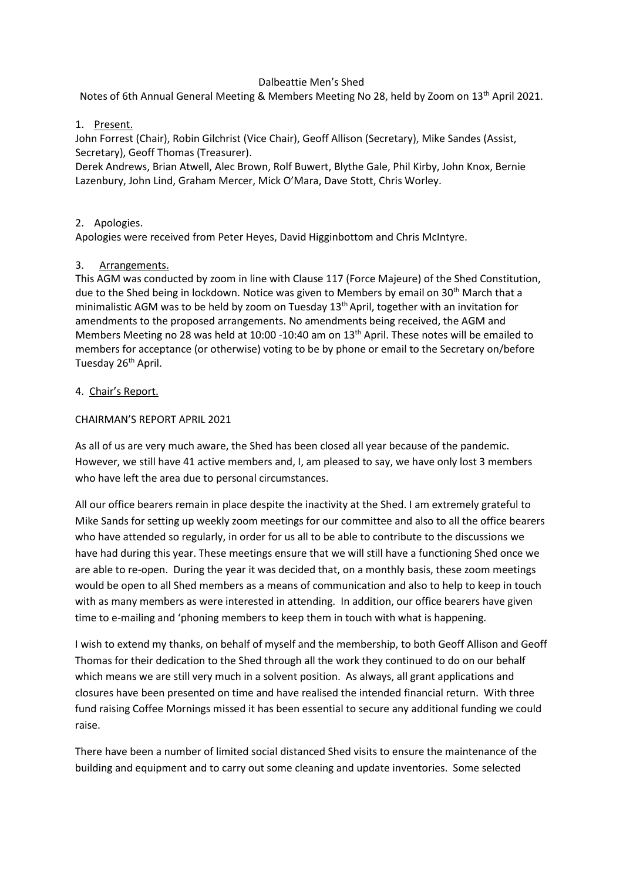Dalbeattie Men's Shed

Notes of 6th Annual General Meeting & Members Meeting No 28, held by Zoom on 13th April 2021.

1. Present.

John Forrest (Chair), Robin Gilchrist (Vice Chair), Geoff Allison (Secretary), Mike Sandes (Assist, Secretary), Geoff Thomas (Treasurer).

Derek Andrews, Brian Atwell, Alec Brown, Rolf Buwert, Blythe Gale, Phil Kirby, John Knox, Bernie Lazenbury, John Lind, Graham Mercer, Mick O'Mara, Dave Stott, Chris Worley.

2. Apologies.

Apologies were received from Peter Heyes, David Higginbottom and Chris McIntyre.

3. Arrangements.

This AGM was conducted by zoom in line with Clause 117 (Force Majeure) of the Shed Constitution, due to the Shed being in lockdown. Notice was given to Members by email on 30th March that a minimalistic AGM was to be held by zoom on Tuesday 13th April, together with an invitation for amendments to the proposed arrangements. No amendments being received, the AGM and Members Meeting no 28 was held at 10:00 -10:40 am on 13th April. These notes will be emailed to members for acceptance (or otherwise) voting to be by phone or email to the Secretary on/before Tuesday 26th April.

4. Chair's Report.

CHAIRMAN'S REPORT APRIL 2021

As all of us are very much aware, the Shed has been closed all year because of the pandemic. However, we still have 41 active members and, I, am pleased to say, we have only lost 3 members who have left the area due to personal circumstances.

All our office bearers remain in place despite the inactivity at the Shed. I am extremely grateful to Mike Sands for setting up weekly zoom meetings for our committee and also to all the office bearers who have attended so regularly, in order for us all to be able to contribute to the discussions we have had during this year. These meetings ensure that we will still have a functioning Shed once we are able to re-open. During the year it was decided that, on a monthly basis, these zoom meetings would be open to all Shed members as a means of communication and also to help to keep in touch with as many members as were interested in attending. In addition, our office bearers have given time to e-mailing and 'phoning members to keep them in touch with what is happening.

I wish to extend my thanks, on behalf of myself and the membership, to both Geoff Allison and Geoff Thomas for their dedication to the Shed through all the work they continued to do on our behalf which means we are still very much in a solvent position. As always, all grant applications and closures have been presented on time and have realised the intended financial return. With three fund raising Coffee Mornings missed it has been essential to secure any additional funding we could raise.

There have been a number of limited social distanced Shed visits to ensure the maintenance of the building and equipment and to carry out some cleaning and update inventories. Some selected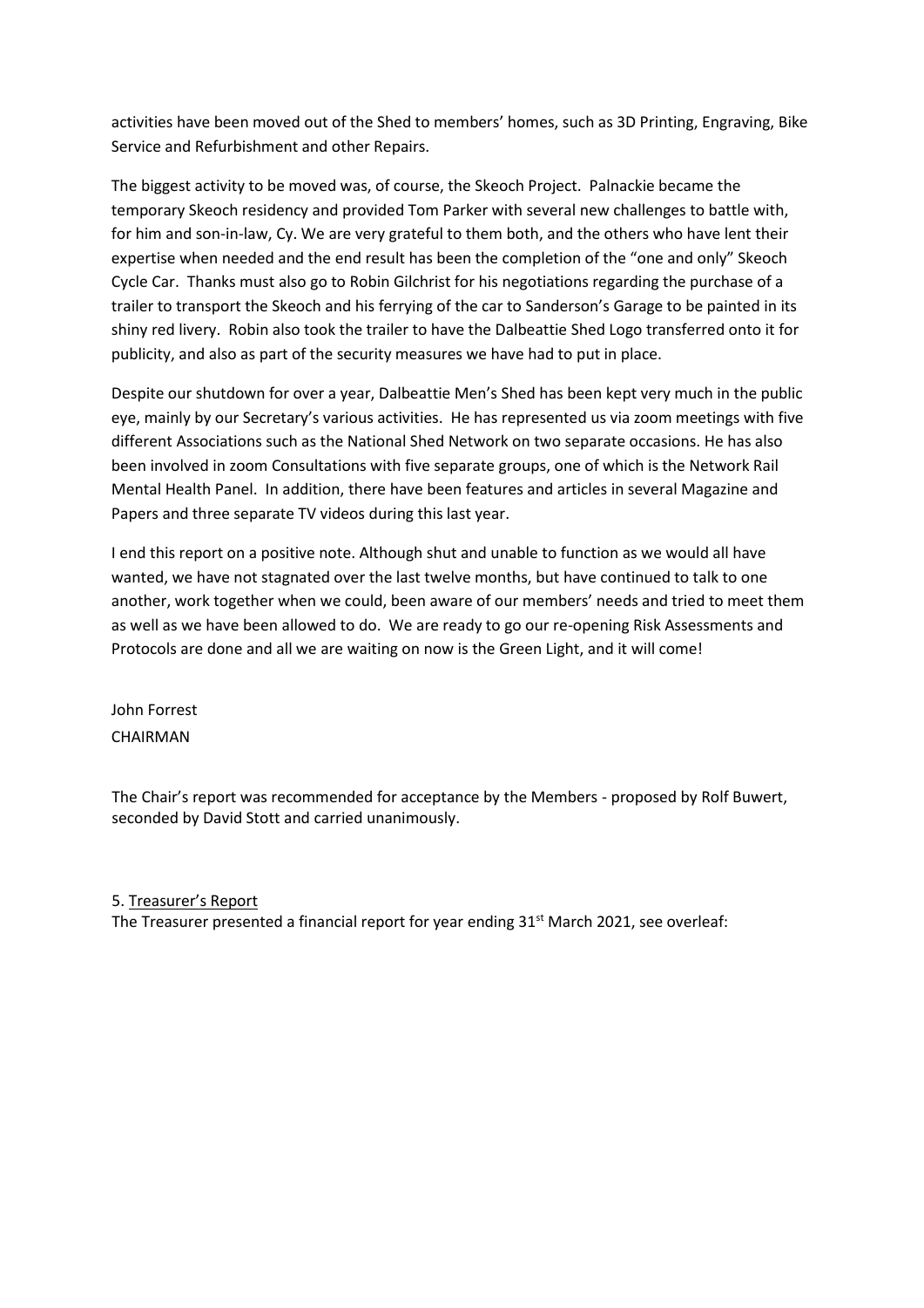activities have been moved out of the Shed to members' homes, such as 3D Printing, Engraving, Bike Service and Refurbishment and other Repairs.

The biggest activity to be moved was, of course, the Skeoch Project. Palnackie became the temporary Skeoch residency and provided Tom Parker with several new challenges to battle with, for him and son-in-law, Cy. We are very grateful to them both, and the others who have lent their expertise when needed and the end result has been the completion of the "one and only" Skeoch Cycle Car. Thanks must also go to Robin Gilchrist for his negotiations regarding the purchase of a trailer to transport the Skeoch and his ferrying of the car to Sanderson's Garage to be painted in its shiny red livery. Robin also took the trailer to have the Dalbeattie Shed Logo transferred onto it for publicity, and also as part of the security measures we have had to put in place.

Despite our shutdown for over a year, Dalbeattie Men's Shed has been kept very much in the public eye, mainly by our Secretary's various activities. He has represented us via zoom meetings with five different Associations such as the National Shed Network on two separate occasions. He has also been involved in zoom Consultations with five separate groups, one of which is the Network Rail Mental Health Panel. In addition, there have been features and articles in several Magazine and Papers and three separate TV videos during this last year.

I end this report on a positive note. Although shut and unable to function as we would all have wanted, we have not stagnated over the last twelve months, but have continued to talk to one another, work together when we could, been aware of our members' needs and tried to meet them as well as we have been allowed to do. We are ready to go our re-opening Risk Assessments and Protocols are done and all we are waiting on now is the Green Light, and it will come!

John Forrest
CHAIRMAN

The Chair's report was recommended for acceptance by the Members - proposed by Rolf Buwert, seconded by David Stott and carried unanimously.

5. Treasurer's Report

The Treasurer presented a financial report for year ending 31st March 2021, see overleaf: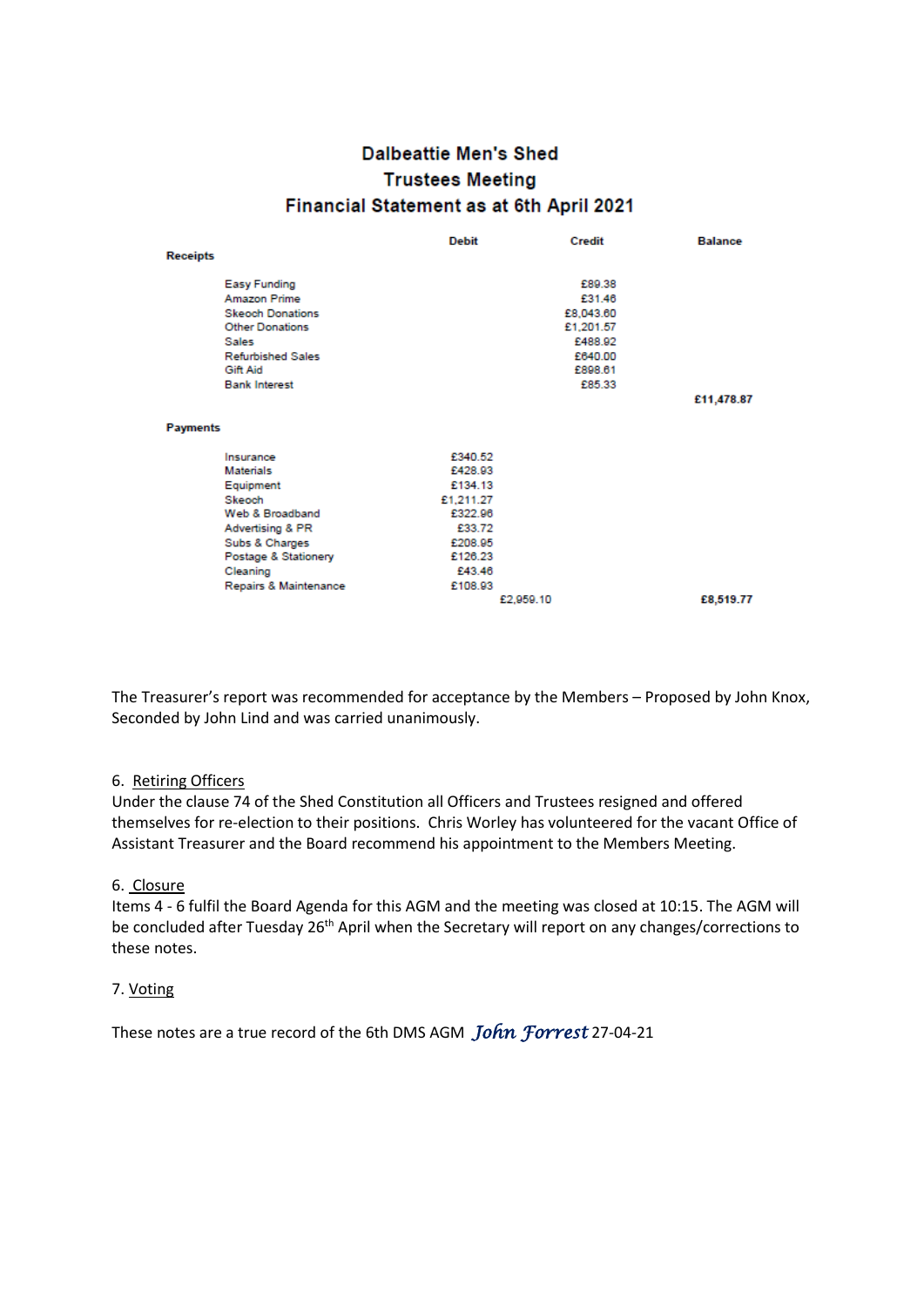# Dalbeattie Men's Shed
## Trustees Meeting
## Financial Statement as at 6th April 2021

| | Debit | Credit | Balance |
|---|---|---|---|
| **Receipts** | | | |
| Easy Funding | | £89.38 | |
| Amazon Prime | | £31.46 | |
| Skeoch Donations | | £8,043.60 | |
| Other Donations | | £1,201.57 | |
| Sales | | £488.92 | |
| Refurbished Sales | | £640.00 | |
| Gift Aid | | £898.61 | |
| Bank Interest | | £85.33 | |
| | | | **£11,478.87** |
| **Payments** | | | |
| Insurance | £340.52 | | |
| Materials | £428.93 | | |
| Equipment | £134.13 | | |
| Skeoch | £1,211.27 | | |
| Web & Broadband | £322.96 | | |
| Advertising & PR | £33.72 | | |
| Subs & Charges | £208.95 | | |
| Postage & Stationery | £126.23 | | |
| Cleaning | £43.46 | | |
| Repairs & Maintenance | £108.93 | | |
| | £2,959.10 | | **£8,519.77** |

The Treasurer's report was recommended for acceptance by the Members – Proposed by John Knox, Seconded by John Lind and was carried unanimously.

6. <u>Retiring Officers</u>

Under the clause 74 of the Shed Constitution all Officers and Trustees resigned and offered themselves for re-election to their positions. Chris Worley has volunteered for the vacant Office of Assistant Treasurer and the Board recommend his appointment to the Members Meeting.

6. <u>Closure</u>

Items 4 - 6 fulfil the Board Agenda for this AGM and the meeting was closed at 10:15. The AGM will be concluded after Tuesday 26th April when the Secretary will report on any changes/corrections to these notes.

7. <u>Voting</u>

These notes are a true record of the 6th DMS AGM *John Forrest* 27-04-21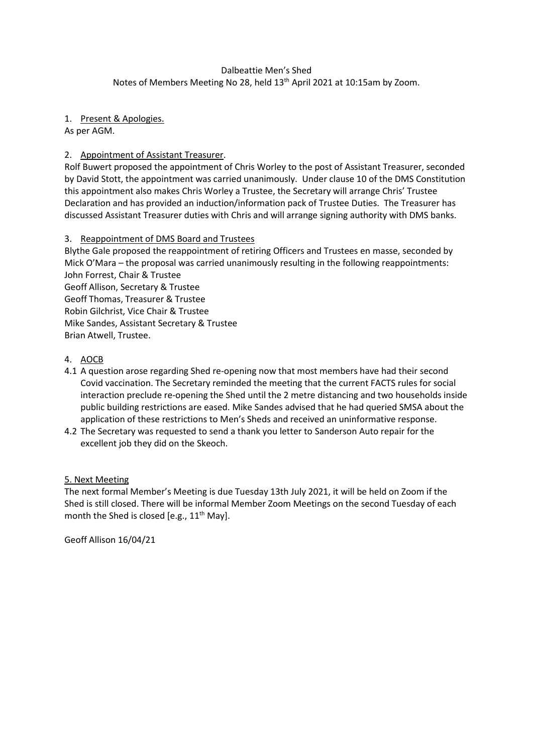Dalbeattie Men's Shed

Notes of Members Meeting No 28, held 13th April 2021 at 10:15am by Zoom.

1. Present & Apologies.

As per AGM.

2. Appointment of Assistant Treasurer.

Rolf Buwert proposed the appointment of Chris Worley to the post of Assistant Treasurer, seconded by David Stott, the appointment was carried unanimously. Under clause 10 of the DMS Constitution this appointment also makes Chris Worley a Trustee, the Secretary will arrange Chris' Trustee Declaration and has provided an induction/information pack of Trustee Duties. The Treasurer has discussed Assistant Treasurer duties with Chris and will arrange signing authority with DMS banks.

3. Reappointment of DMS Board and Trustees

Blythe Gale proposed the reappointment of retiring Officers and Trustees en masse, seconded by Mick O'Mara – the proposal was carried unanimously resulting in the following reappointments:

John Forrest, Chair & Trustee
Geoff Allison, Secretary & Trustee
Geoff Thomas, Treasurer & Trustee
Robin Gilchrist, Vice Chair & Trustee
Mike Sandes, Assistant Secretary & Trustee
Brian Atwell, Trustee.

4. AOCB

4.1 A question arose regarding Shed re-opening now that most members have had their second Covid vaccination. The Secretary reminded the meeting that the current FACTS rules for social interaction preclude re-opening the Shed until the 2 metre distancing and two households inside public building restrictions are eased. Mike Sandes advised that he had queried SMSA about the application of these restrictions to Men's Sheds and received an uninformative response.

4.2 The Secretary was requested to send a thank you letter to Sanderson Auto repair for the excellent job they did on the Skeoch.

5. Next Meeting

The next formal Member's Meeting is due Tuesday 13th July 2021, it will be held on Zoom if the Shed is still closed. There will be informal Member Zoom Meetings on the second Tuesday of each month the Shed is closed [e.g., 11th May].

Geoff Allison 16/04/21